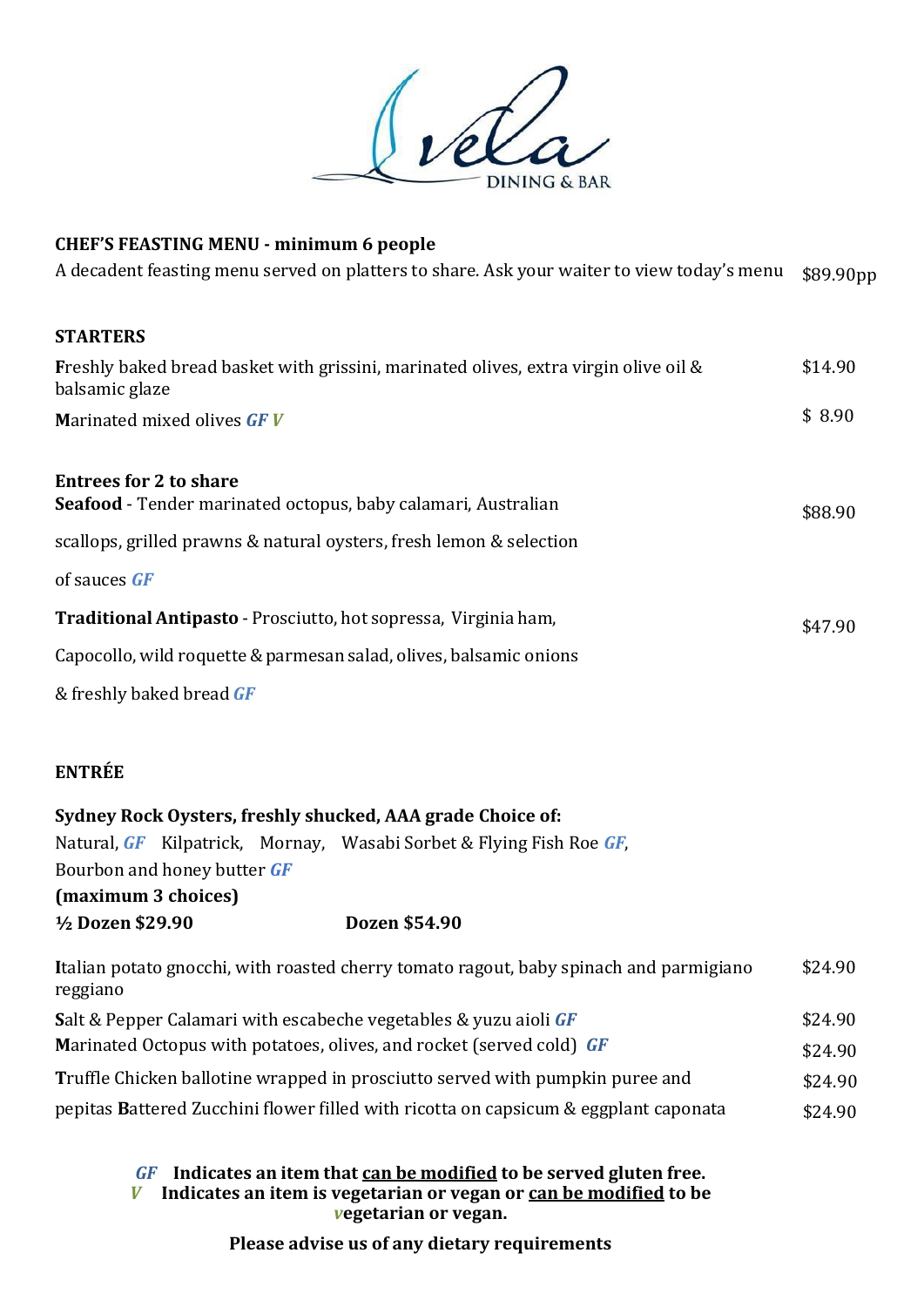Vela DINING & BAR

**CHEF'S FEASTING MENU - minimum 6 people**

A decadent feasting menu served on platters to share. Ask your waiter to view today's menu $89.90pp

**STARTERS**

**F**reshly baked bread basket with grissini, marinated olives, extra virgin olive oil & balsamic glaze $14.90

**M**arinated mixed olives ***GF V*** $ 8.90

**Entrees for 2 to share**

**Seafood** - Tender marinated octopus, baby calamari, Australian scallops, grilled prawns & natural oysters, fresh lemon & selection of sauces ***GF*** $88.90

**Traditional Antipasto** - Prosciutto, hot sopressa, Virginia ham, Capocollo, wild roquette & parmesan salad, olives, balsamic onions & freshly baked bread ***GF*** $47.90

**ENTRÉE**

**Sydney Rock Oysters, freshly shucked, AAA grade Choice of:**

Natural, ***GF*** Kilpatrick, Mornay, Wasabi Sorbet & Flying Fish Roe ***GF***, Bourbon and honey butter ***GF***

**(maximum 3 choices)**

**½ Dozen $29.90** **Dozen $54.90**

**I**talian potato gnocchi, with roasted cherry tomato ragout, baby spinach and parmigiano reggiano $24.90

**S**alt & Pepper Calamari with escabeche vegetables & yuzu aioli ***GF*** $24.90

**M**arinated Octopus with potatoes, olives, and rocket (served cold) ***GF*** $24.90

**T**ruffle Chicken ballotine wrapped in prosciutto served with pumpkin puree and pepitas $24.90

**B**attered Zucchini flower filled with ricotta on capsicum & eggplant caponata $24.90

***GF*** **Indicates an item that <u>can be modified</u> to be served gluten free.**

***V*** **Indicates an item is vegetarian or vegan or <u>can be modified</u> to be *v*egetarian or vegan.**

**Please advise us of any dietary requirements**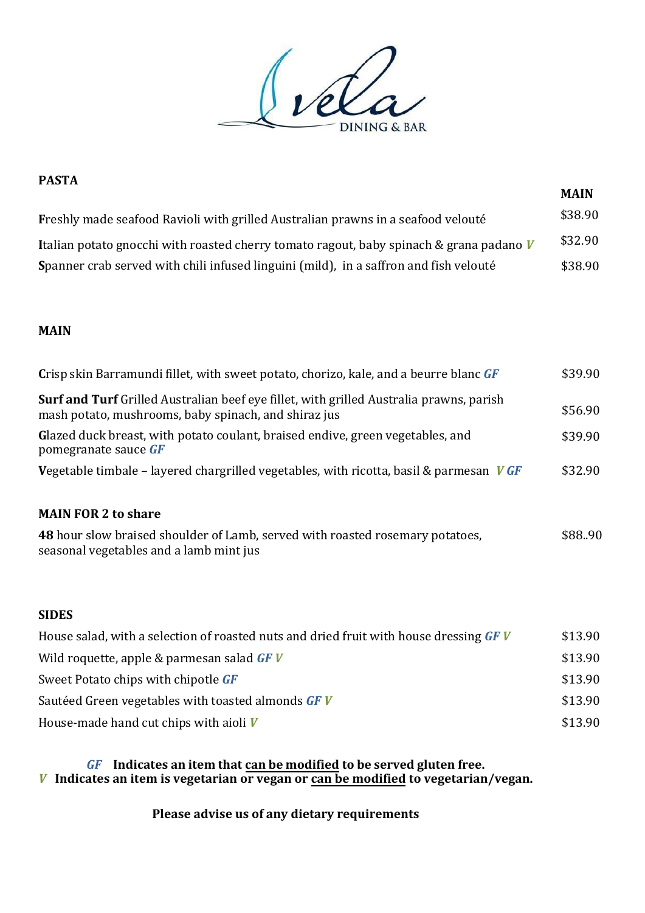Vela

DINING & BAR

## PASTA

| | MAIN |
|---|---|
| Freshly made seafood Ravioli with grilled Australian prawns in a seafood velouté | $38.90 |
| Italian potato gnocchi with roasted cherry tomato ragout, baby spinach & grana padano ***V*** | $32.90 |
| Spanner crab served with chili infused linguini (mild), in a saffron and fish velouté | $38.90 |

## MAIN

| | |
|---|---|
| Crisp skin Barramundi fillet, with sweet potato, chorizo, kale, and a beurre blanc ***GF*** | $39.90 |
| **Surf and Turf** Grilled Australian beef eye fillet, with grilled Australia prawns, parish mash potato, mushrooms, baby spinach, and shiraz jus | $56.90 |
| Glazed duck breast, with potato coulant, braised endive, green vegetables, and pomegranate sauce ***GF*** | $39.90 |
| Vegetable timbale – layered chargrilled vegetables, with ricotta, basil & parmesan ***V GF*** | $32.90 |

## MAIN FOR 2 to share

| | |
|---|---|
| **48** hour slow braised shoulder of Lamb, served with roasted rosemary potatoes, seasonal vegetables and a lamb mint jus | $88..90 |

## SIDES

| | |
|---|---|
| House salad, with a selection of roasted nuts and dried fruit with house dressing ***GF V*** | $13.90 |
| Wild roquette, apple & parmesan salad ***GF V*** | $13.90 |
| Sweet Potato chips with chipotle ***GF*** | $13.90 |
| Sautéed Green vegetables with toasted almonds ***GF V*** | $13.90 |
| House-made hand cut chips with aioli ***V*** | $13.90 |

***GF*** **Indicates an item that can be modified to be served gluten free.**
***V*** **Indicates an item is vegetarian or vegan or can be modified to vegetarian/vegan.**

**Please advise us of any dietary requirements**